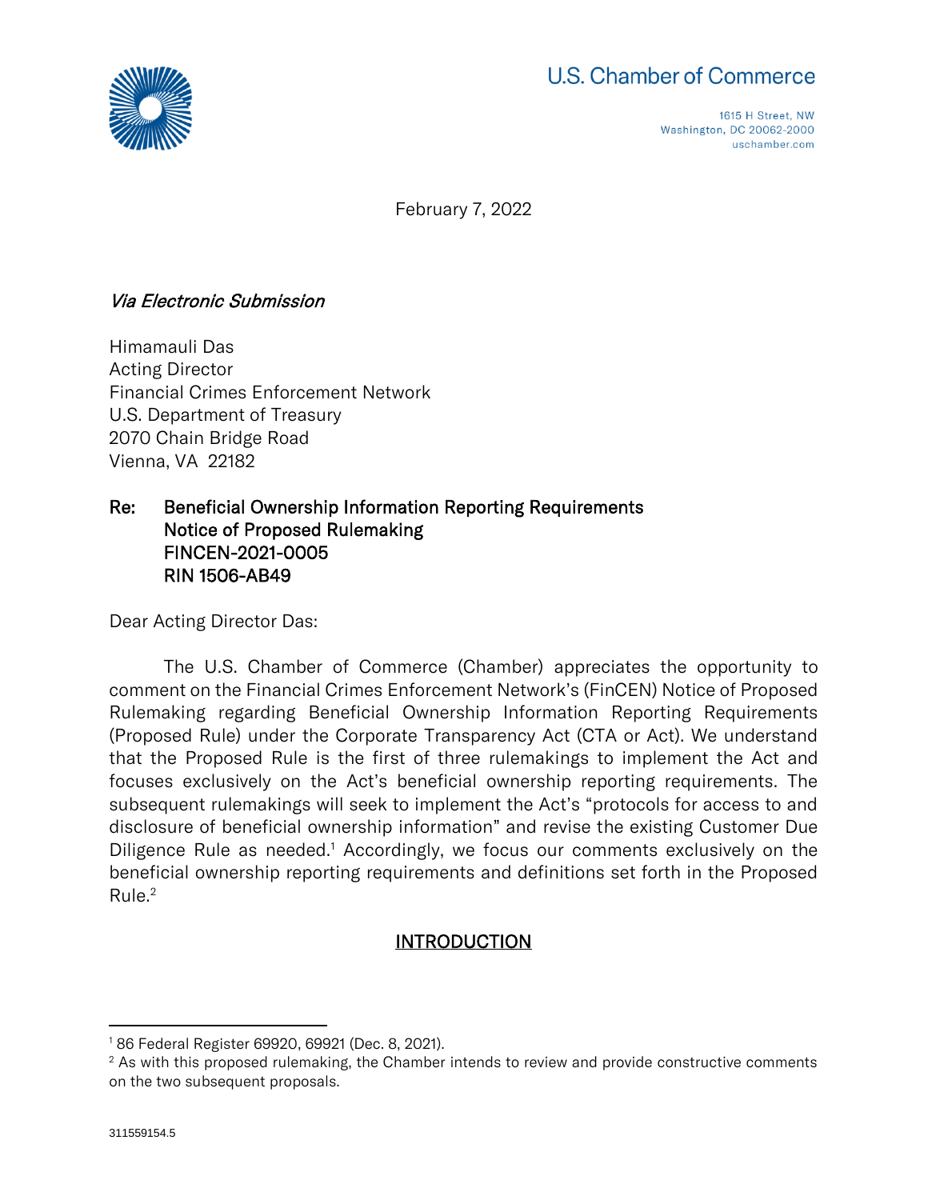U.S. Chamber of Commerce

1615 H Street, NW
Washington, DC 20062-2000
uschamber.com

February 7, 2022

*Via Electronic Submission*

Himamauli Das
Acting Director
Financial Crimes Enforcement Network
U.S. Department of Treasury
2070 Chain Bridge Road
Vienna, VA 22182

**Re: Beneficial Ownership Information Reporting Requirements
Notice of Proposed Rulemaking
FINCEN-2021-0005
RIN 1506-AB49**

Dear Acting Director Das:

The U.S. Chamber of Commerce (Chamber) appreciates the opportunity to comment on the Financial Crimes Enforcement Network's (FinCEN) Notice of Proposed Rulemaking regarding Beneficial Ownership Information Reporting Requirements (Proposed Rule) under the Corporate Transparency Act (CTA or Act). We understand that the Proposed Rule is the first of three rulemakings to implement the Act and focuses exclusively on the Act's beneficial ownership reporting requirements. The subsequent rulemakings will seek to implement the Act's "protocols for access to and disclosure of beneficial ownership information" and revise the existing Customer Due Diligence Rule as needed.[1] Accordingly, we focus our comments exclusively on the beneficial ownership reporting requirements and definitions set forth in the Proposed Rule.[2]

## INTRODUCTION

[1] 86 Federal Register 69920, 69921 (Dec. 8, 2021).

[2] As with this proposed rulemaking, the Chamber intends to review and provide constructive comments on the two subsequent proposals.

311559154.5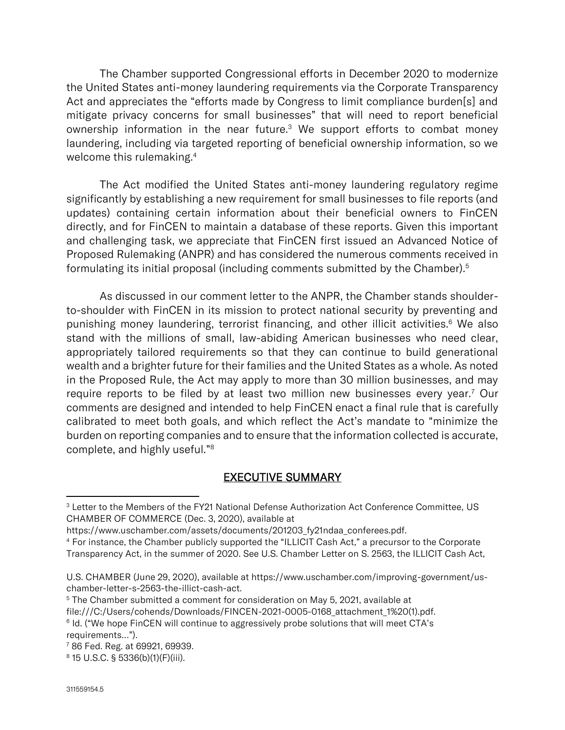The Chamber supported Congressional efforts in December 2020 to modernize the United States anti-money laundering requirements via the Corporate Transparency Act and appreciates the "efforts made by Congress to limit compliance burden[s] and mitigate privacy concerns for small businesses" that will need to report beneficial ownership information in the near future.[3] We support efforts to combat money laundering, including via targeted reporting of beneficial ownership information, so we welcome this rulemaking.[4]

The Act modified the United States anti-money laundering regulatory regime significantly by establishing a new requirement for small businesses to file reports (and updates) containing certain information about their beneficial owners to FinCEN directly, and for FinCEN to maintain a database of these reports. Given this important and challenging task, we appreciate that FinCEN first issued an Advanced Notice of Proposed Rulemaking (ANPR) and has considered the numerous comments received in formulating its initial proposal (including comments submitted by the Chamber).[5]

As discussed in our comment letter to the ANPR, the Chamber stands shoulder-to-shoulder with FinCEN in its mission to protect national security by preventing and punishing money laundering, terrorist financing, and other illicit activities.[6] We also stand with the millions of small, law-abiding American businesses who need clear, appropriately tailored requirements so that they can continue to build generational wealth and a brighter future for their families and the United States as a whole. As noted in the Proposed Rule, the Act may apply to more than 30 million businesses, and may require reports to be filed by at least two million new businesses every year.[7] Our comments are designed and intended to help FinCEN enact a final rule that is carefully calibrated to meet both goals, and which reflect the Act's mandate to "minimize the burden on reporting companies and to ensure that the information collected is accurate, complete, and highly useful."[8]

## EXECUTIVE SUMMARY

[3] Letter to the Members of the FY21 National Defense Authorization Act Conference Committee, US CHAMBER OF COMMERCE (Dec. 3, 2020), available at https://www.uschamber.com/assets/documents/201203_fy21ndaa_conferees.pdf.

[4] For instance, the Chamber publicly supported the "ILLICIT Cash Act," a precursor to the Corporate Transparency Act, in the summer of 2020. See U.S. Chamber Letter on S. 2563, the ILLICIT Cash Act, U.S. CHAMBER (June 29, 2020), available at https://www.uschamber.com/improving-government/us-chamber-letter-s-2563-the-illicit-cash-act.

[5] The Chamber submitted a comment for consideration on May 5, 2021, available at file:///C:/Users/cohends/Downloads/FINCEN-2021-0005-0168_attachment_1%20(1).pdf.

[6] Id. ("We hope FinCEN will continue to aggressively probe solutions that will meet CTA's requirements…").

[7] 86 Fed. Reg. at 69921, 69939.

[8] 15 U.S.C. § 5336(b)(1)(F)(iii).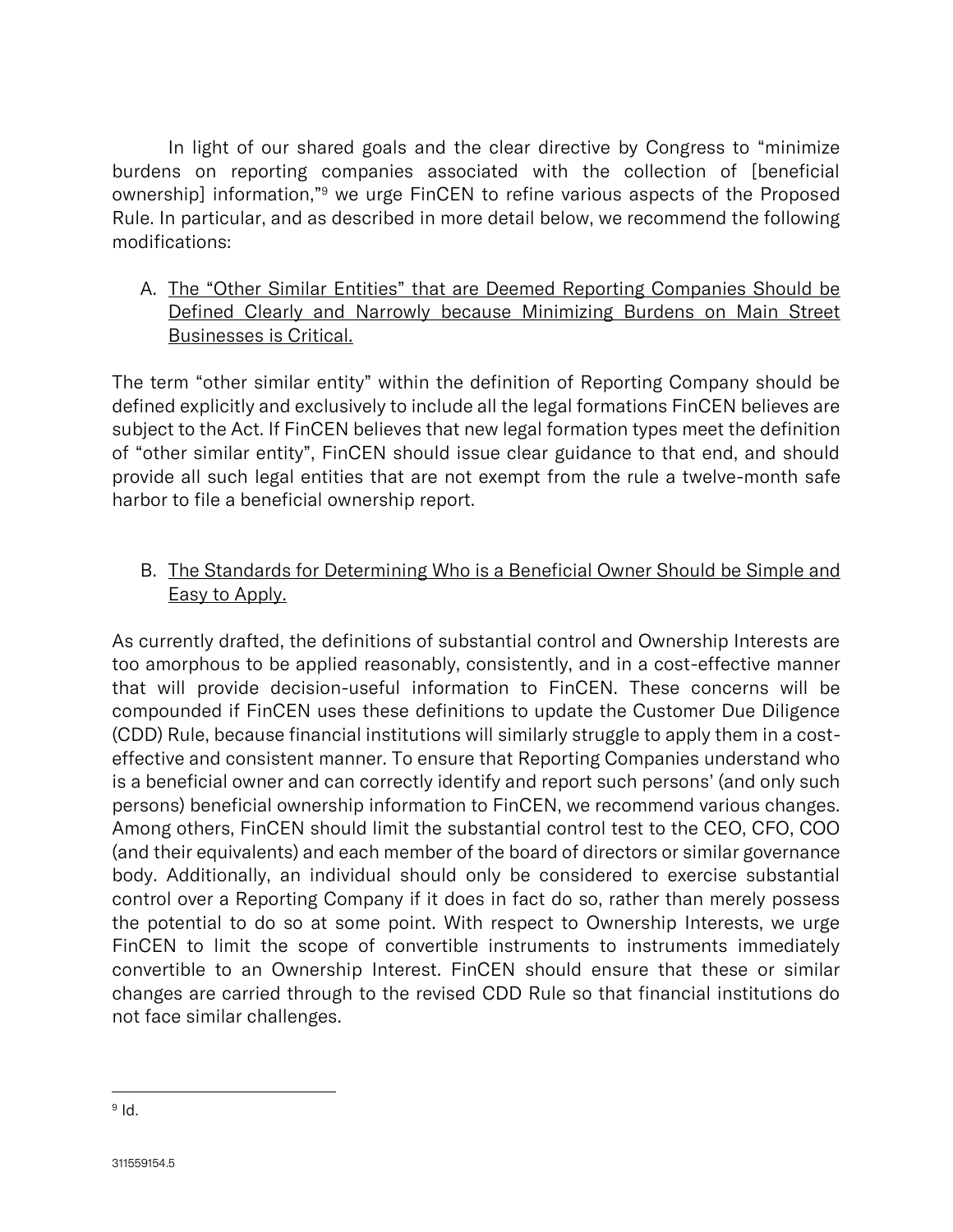In light of our shared goals and the clear directive by Congress to "minimize burdens on reporting companies associated with the collection of [beneficial ownership] information,"[9] we urge FinCEN to refine various aspects of the Proposed Rule. In particular, and as described in more detail below, we recommend the following modifications:

A. <u>The "Other Similar Entities" that are Deemed Reporting Companies Should be Defined Clearly and Narrowly because Minimizing Burdens on Main Street Businesses is Critical.</u>

The term "other similar entity" within the definition of Reporting Company should be defined explicitly and exclusively to include all the legal formations FinCEN believes are subject to the Act. If FinCEN believes that new legal formation types meet the definition of "other similar entity", FinCEN should issue clear guidance to that end, and should provide all such legal entities that are not exempt from the rule a twelve-month safe harbor to file a beneficial ownership report.

B. <u>The Standards for Determining Who is a Beneficial Owner Should be Simple and Easy to Apply.</u>

As currently drafted, the definitions of substantial control and Ownership Interests are too amorphous to be applied reasonably, consistently, and in a cost-effective manner that will provide decision-useful information to FinCEN. These concerns will be compounded if FinCEN uses these definitions to update the Customer Due Diligence (CDD) Rule, because financial institutions will similarly struggle to apply them in a cost-effective and consistent manner. To ensure that Reporting Companies understand who is a beneficial owner and can correctly identify and report such persons' (and only such persons) beneficial ownership information to FinCEN, we recommend various changes. Among others, FinCEN should limit the substantial control test to the CEO, CFO, COO (and their equivalents) and each member of the board of directors or similar governance body. Additionally, an individual should only be considered to exercise substantial control over a Reporting Company if it does in fact do so, rather than merely possess the potential to do so at some point. With respect to Ownership Interests, we urge FinCEN to limit the scope of convertible instruments to instruments immediately convertible to an Ownership Interest. FinCEN should ensure that these or similar changes are carried through to the revised CDD Rule so that financial institutions do not face similar challenges.

---

[9] Id.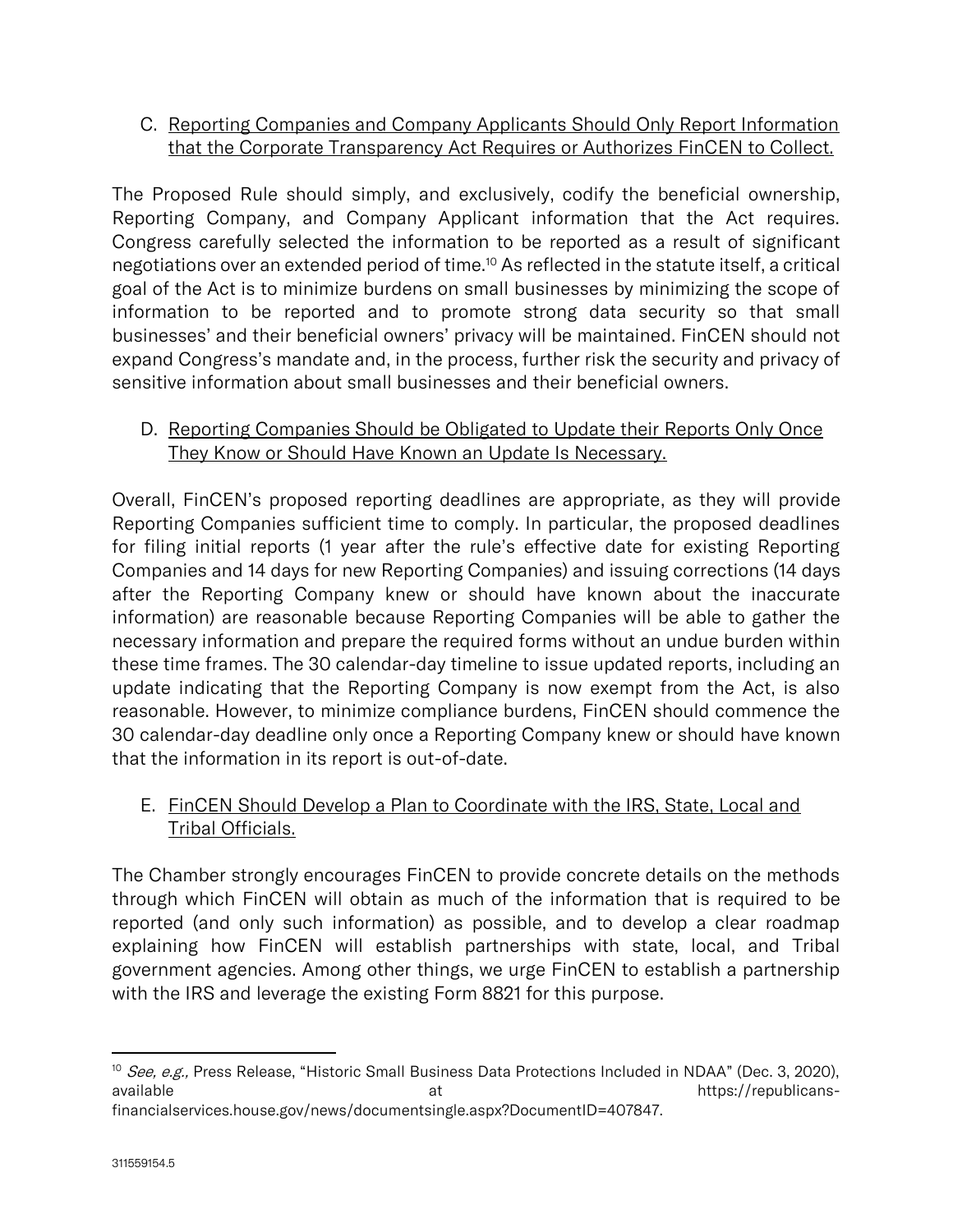### C. Reporting Companies and Company Applicants Should Only Report Information that the Corporate Transparency Act Requires or Authorizes FinCEN to Collect.

The Proposed Rule should simply, and exclusively, codify the beneficial ownership, Reporting Company, and Company Applicant information that the Act requires. Congress carefully selected the information to be reported as a result of significant negotiations over an extended period of time.[10] As reflected in the statute itself, a critical goal of the Act is to minimize burdens on small businesses by minimizing the scope of information to be reported and to promote strong data security so that small businesses' and their beneficial owners' privacy will be maintained. FinCEN should not expand Congress's mandate and, in the process, further risk the security and privacy of sensitive information about small businesses and their beneficial owners.

### D. Reporting Companies Should be Obligated to Update their Reports Only Once They Know or Should Have Known an Update Is Necessary.

Overall, FinCEN's proposed reporting deadlines are appropriate, as they will provide Reporting Companies sufficient time to comply. In particular, the proposed deadlines for filing initial reports (1 year after the rule's effective date for existing Reporting Companies and 14 days for new Reporting Companies) and issuing corrections (14 days after the Reporting Company knew or should have known about the inaccurate information) are reasonable because Reporting Companies will be able to gather the necessary information and prepare the required forms without an undue burden within these time frames. The 30 calendar-day timeline to issue updated reports, including an update indicating that the Reporting Company is now exempt from the Act, is also reasonable. However, to minimize compliance burdens, FinCEN should commence the 30 calendar-day deadline only once a Reporting Company knew or should have known that the information in its report is out-of-date.

### E. FinCEN Should Develop a Plan to Coordinate with the IRS, State, Local and Tribal Officials.

The Chamber strongly encourages FinCEN to provide concrete details on the methods through which FinCEN will obtain as much of the information that is required to be reported (and only such information) as possible, and to develop a clear roadmap explaining how FinCEN will establish partnerships with state, local, and Tribal government agencies. Among other things, we urge FinCEN to establish a partnership with the IRS and leverage the existing Form 8821 for this purpose.

---

[10] *See, e.g.,* Press Release, "Historic Small Business Data Protections Included in NDAA" (Dec. 3, 2020), available at https://republicans-financialservices.house.gov/news/documentsingle.aspx?DocumentID=407847.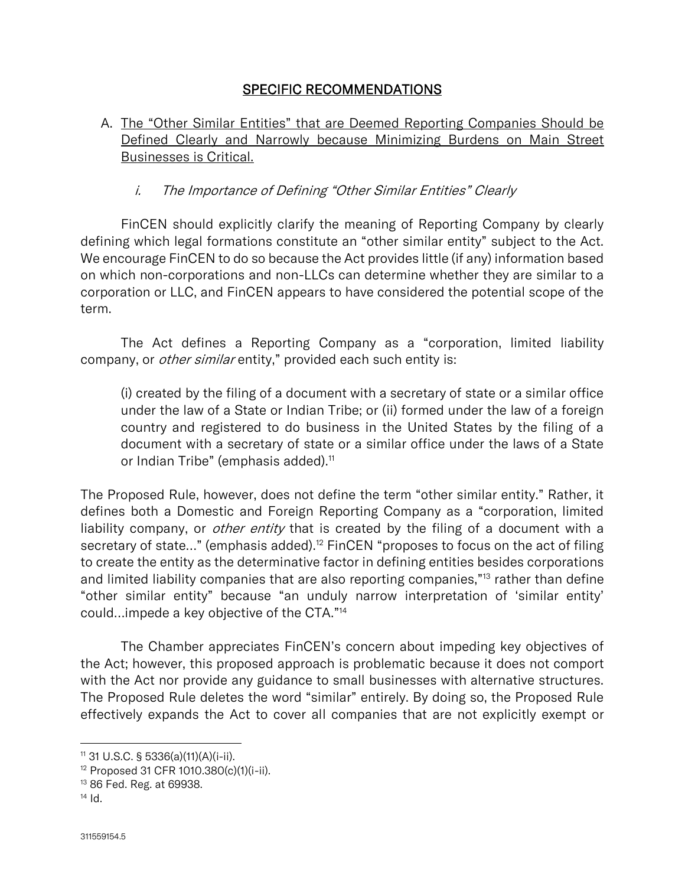## SPECIFIC RECOMMENDATIONS

A. The "Other Similar Entities" that are Deemed Reporting Companies Should be Defined Clearly and Narrowly because Minimizing Burdens on Main Street Businesses is Critical.

### i. *The Importance of Defining "Other Similar Entities" Clearly*

FinCEN should explicitly clarify the meaning of Reporting Company by clearly defining which legal formations constitute an "other similar entity" subject to the Act. We encourage FinCEN to do so because the Act provides little (if any) information based on which non-corporations and non-LLCs can determine whether they are similar to a corporation or LLC, and FinCEN appears to have considered the potential scope of the term.

The Act defines a Reporting Company as a "corporation, limited liability company, or *other similar* entity," provided each such entity is:

> (i) created by the filing of a document with a secretary of state or a similar office under the law of a State or Indian Tribe; or (ii) formed under the law of a foreign country and registered to do business in the United States by the filing of a document with a secretary of state or a similar office under the laws of a State or Indian Tribe" (emphasis added).[11]

The Proposed Rule, however, does not define the term "other similar entity." Rather, it defines both a Domestic and Foreign Reporting Company as a "corporation, limited liability company, or *other entity* that is created by the filing of a document with a secretary of state…" (emphasis added).[12] FinCEN "proposes to focus on the act of filing to create the entity as the determinative factor in defining entities besides corporations and limited liability companies that are also reporting companies,"[13] rather than define "other similar entity" because "an unduly narrow interpretation of 'similar entity' could…impede a key objective of the CTA."[14]

The Chamber appreciates FinCEN's concern about impeding key objectives of the Act; however, this proposed approach is problematic because it does not comport with the Act nor provide any guidance to small businesses with alternative structures. The Proposed Rule deletes the word "similar" entirely. By doing so, the Proposed Rule effectively expands the Act to cover all companies that are not explicitly exempt or

---

[11] 31 U.S.C. § 5336(a)(11)(A)(i-ii).

[12] Proposed 31 CFR 1010.380(c)(1)(i-ii).

[13] 86 Fed. Reg. at 69938.

[14] Id.

311559154.5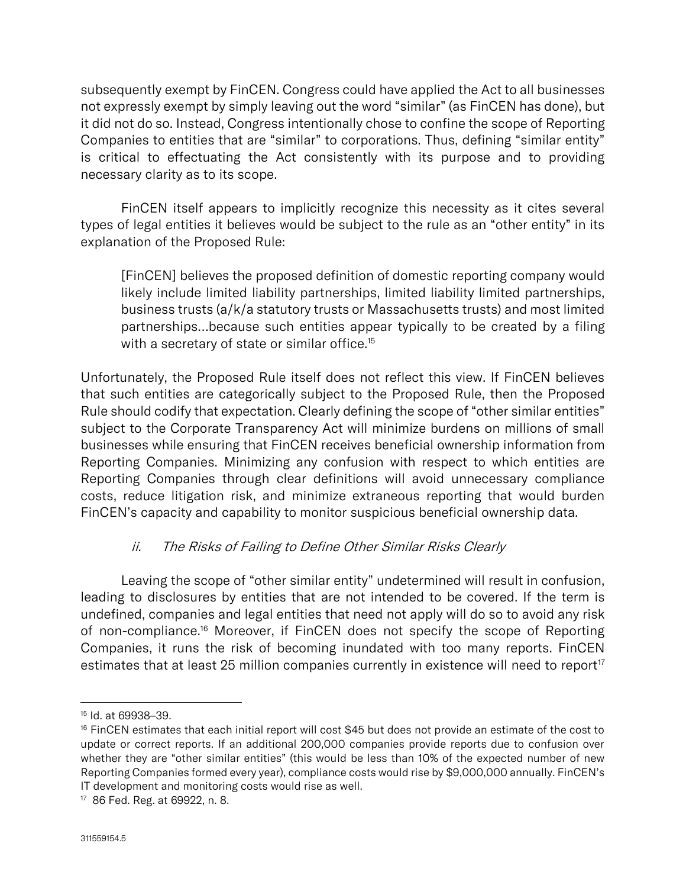subsequently exempt by FinCEN. Congress could have applied the Act to all businesses not expressly exempt by simply leaving out the word "similar" (as FinCEN has done), but it did not do so. Instead, Congress intentionally chose to confine the scope of Reporting Companies to entities that are "similar" to corporations. Thus, defining "similar entity" is critical to effectuating the Act consistently with its purpose and to providing necessary clarity as to its scope.

FinCEN itself appears to implicitly recognize this necessity as it cites several types of legal entities it believes would be subject to the rule as an "other entity" in its explanation of the Proposed Rule:

> [FinCEN] believes the proposed definition of domestic reporting company would likely include limited liability partnerships, limited liability limited partnerships, business trusts (a/k/a statutory trusts or Massachusetts trusts) and most limited partnerships…because such entities appear typically to be created by a filing with a secretary of state or similar office.[15]

Unfortunately, the Proposed Rule itself does not reflect this view. If FinCEN believes that such entities are categorically subject to the Proposed Rule, then the Proposed Rule should codify that expectation. Clearly defining the scope of "other similar entities" subject to the Corporate Transparency Act will minimize burdens on millions of small businesses while ensuring that FinCEN receives beneficial ownership information from Reporting Companies. Minimizing any confusion with respect to which entities are Reporting Companies through clear definitions will avoid unnecessary compliance costs, reduce litigation risk, and minimize extraneous reporting that would burden FinCEN's capacity and capability to monitor suspicious beneficial ownership data.

### *ii. The Risks of Failing to Define Other Similar Risks Clearly*

Leaving the scope of "other similar entity" undetermined will result in confusion, leading to disclosures by entities that are not intended to be covered. If the term is undefined, companies and legal entities that need not apply will do so to avoid any risk of non-compliance.[16] Moreover, if FinCEN does not specify the scope of Reporting Companies, it runs the risk of becoming inundated with too many reports. FinCEN estimates that at least 25 million companies currently in existence will need to report[17]

---

[15] Id. at 69938–39.

[16] FinCEN estimates that each initial report will cost $45 but does not provide an estimate of the cost to update or correct reports. If an additional 200,000 companies provide reports due to confusion over whether they are "other similar entities" (this would be less than 10% of the expected number of new Reporting Companies formed every year), compliance costs would rise by $9,000,000 annually. FinCEN's IT development and monitoring costs would rise as well.

[17] 86 Fed. Reg. at 69922, n. 8.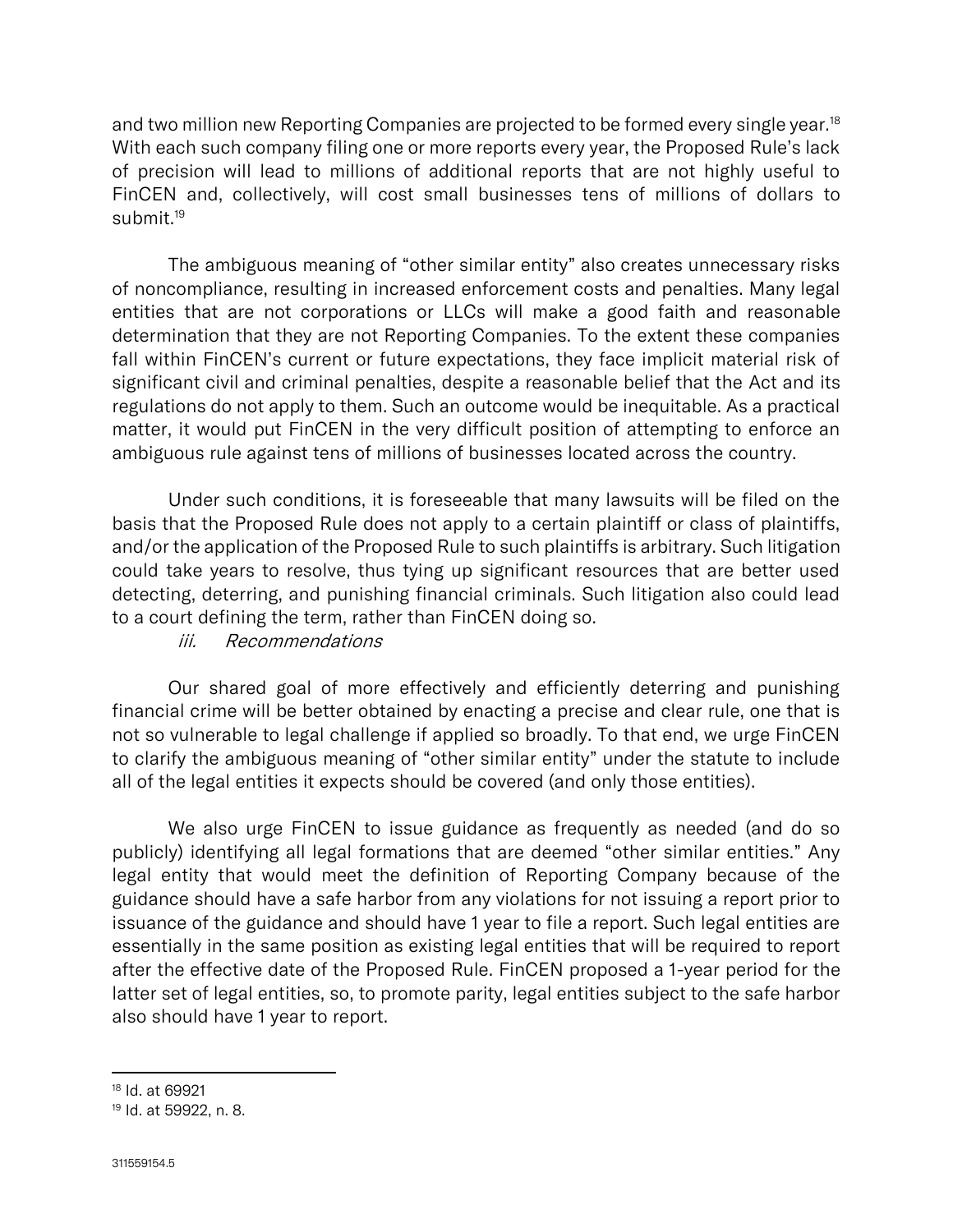and two million new Reporting Companies are projected to be formed every single year.[18] With each such company filing one or more reports every year, the Proposed Rule's lack of precision will lead to millions of additional reports that are not highly useful to FinCEN and, collectively, will cost small businesses tens of millions of dollars to submit.[19]

The ambiguous meaning of "other similar entity" also creates unnecessary risks of noncompliance, resulting in increased enforcement costs and penalties. Many legal entities that are not corporations or LLCs will make a good faith and reasonable determination that they are not Reporting Companies. To the extent these companies fall within FinCEN's current or future expectations, they face implicit material risk of significant civil and criminal penalties, despite a reasonable belief that the Act and its regulations do not apply to them. Such an outcome would be inequitable. As a practical matter, it would put FinCEN in the very difficult position of attempting to enforce an ambiguous rule against tens of millions of businesses located across the country.

Under such conditions, it is foreseeable that many lawsuits will be filed on the basis that the Proposed Rule does not apply to a certain plaintiff or class of plaintiffs, and/or the application of the Proposed Rule to such plaintiffs is arbitrary. Such litigation could take years to resolve, thus tying up significant resources that are better used detecting, deterring, and punishing financial criminals. Such litigation also could lead to a court defining the term, rather than FinCEN doing so.

*iii. Recommendations*

Our shared goal of more effectively and efficiently deterring and punishing financial crime will be better obtained by enacting a precise and clear rule, one that is not so vulnerable to legal challenge if applied so broadly. To that end, we urge FinCEN to clarify the ambiguous meaning of "other similar entity" under the statute to include all of the legal entities it expects should be covered (and only those entities).

We also urge FinCEN to issue guidance as frequently as needed (and do so publicly) identifying all legal formations that are deemed "other similar entities." Any legal entity that would meet the definition of Reporting Company because of the guidance should have a safe harbor from any violations for not issuing a report prior to issuance of the guidance and should have 1 year to file a report. Such legal entities are essentially in the same position as existing legal entities that will be required to report after the effective date of the Proposed Rule. FinCEN proposed a 1-year period for the latter set of legal entities, so, to promote parity, legal entities subject to the safe harbor also should have 1 year to report.

---

[18] Id. at 69921

[19] Id. at 59922, n. 8.

311559154.5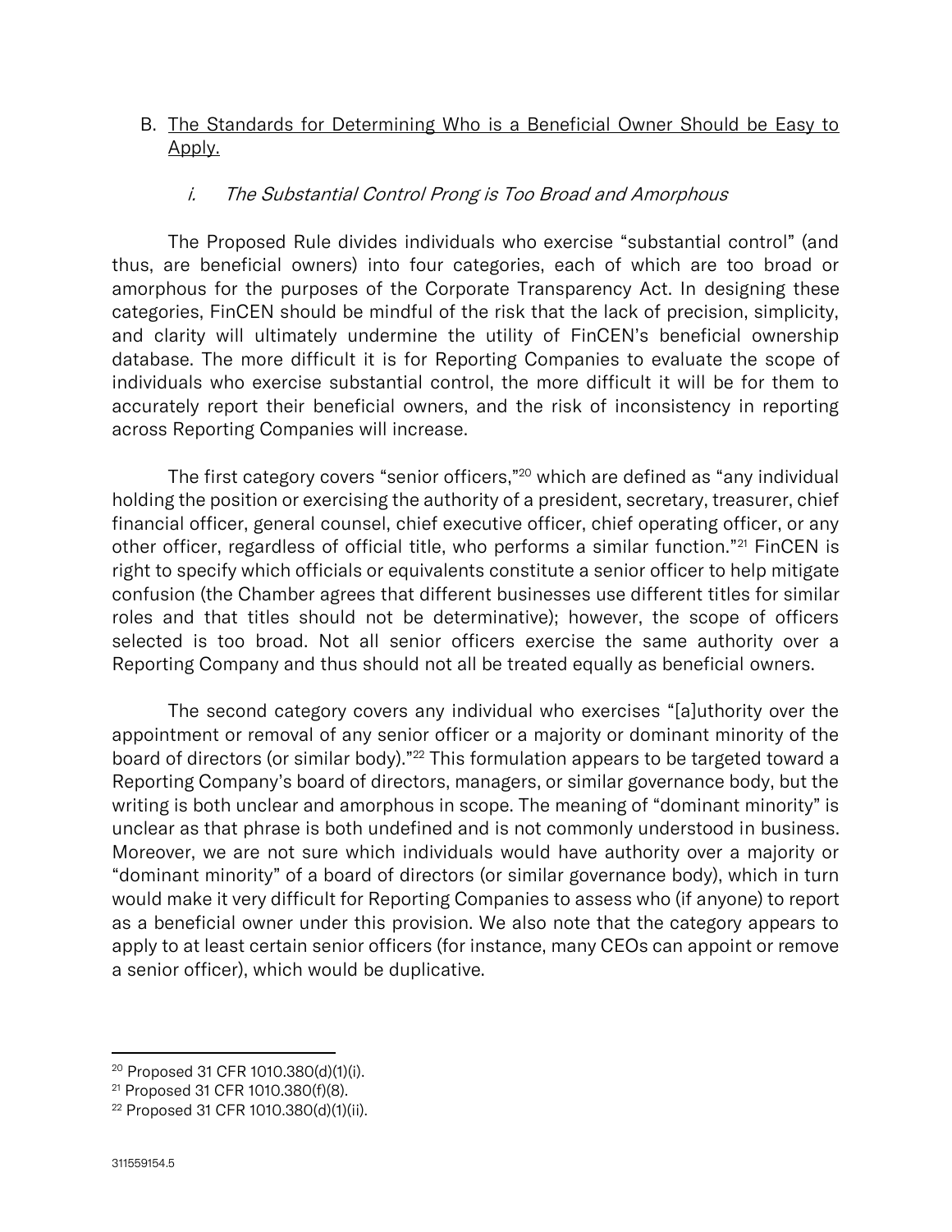## B. The Standards for Determining Who is a Beneficial Owner Should be Easy to Apply.

### *i. The Substantial Control Prong is Too Broad and Amorphous*

The Proposed Rule divides individuals who exercise "substantial control" (and thus, are beneficial owners) into four categories, each of which are too broad or amorphous for the purposes of the Corporate Transparency Act. In designing these categories, FinCEN should be mindful of the risk that the lack of precision, simplicity, and clarity will ultimately undermine the utility of FinCEN's beneficial ownership database. The more difficult it is for Reporting Companies to evaluate the scope of individuals who exercise substantial control, the more difficult it will be for them to accurately report their beneficial owners, and the risk of inconsistency in reporting across Reporting Companies will increase.

The first category covers "senior officers,"[20] which are defined as "any individual holding the position or exercising the authority of a president, secretary, treasurer, chief financial officer, general counsel, chief executive officer, chief operating officer, or any other officer, regardless of official title, who performs a similar function."[21] FinCEN is right to specify which officials or equivalents constitute a senior officer to help mitigate confusion (the Chamber agrees that different businesses use different titles for similar roles and that titles should not be determinative); however, the scope of officers selected is too broad. Not all senior officers exercise the same authority over a Reporting Company and thus should not all be treated equally as beneficial owners.

The second category covers any individual who exercises "[a]uthority over the appointment or removal of any senior officer or a majority or dominant minority of the board of directors (or similar body)."[22] This formulation appears to be targeted toward a Reporting Company's board of directors, managers, or similar governance body, but the writing is both unclear and amorphous in scope. The meaning of "dominant minority" is unclear as that phrase is both undefined and is not commonly understood in business. Moreover, we are not sure which individuals would have authority over a majority or "dominant minority" of a board of directors (or similar governance body), which in turn would make it very difficult for Reporting Companies to assess who (if anyone) to report as a beneficial owner under this provision. We also note that the category appears to apply to at least certain senior officers (for instance, many CEOs can appoint or remove a senior officer), which would be duplicative.

---

[20] Proposed 31 CFR 1010.380(d)(1)(i).

[21] Proposed 31 CFR 1010.380(f)(8).

[22] Proposed 31 CFR 1010.380(d)(1)(ii).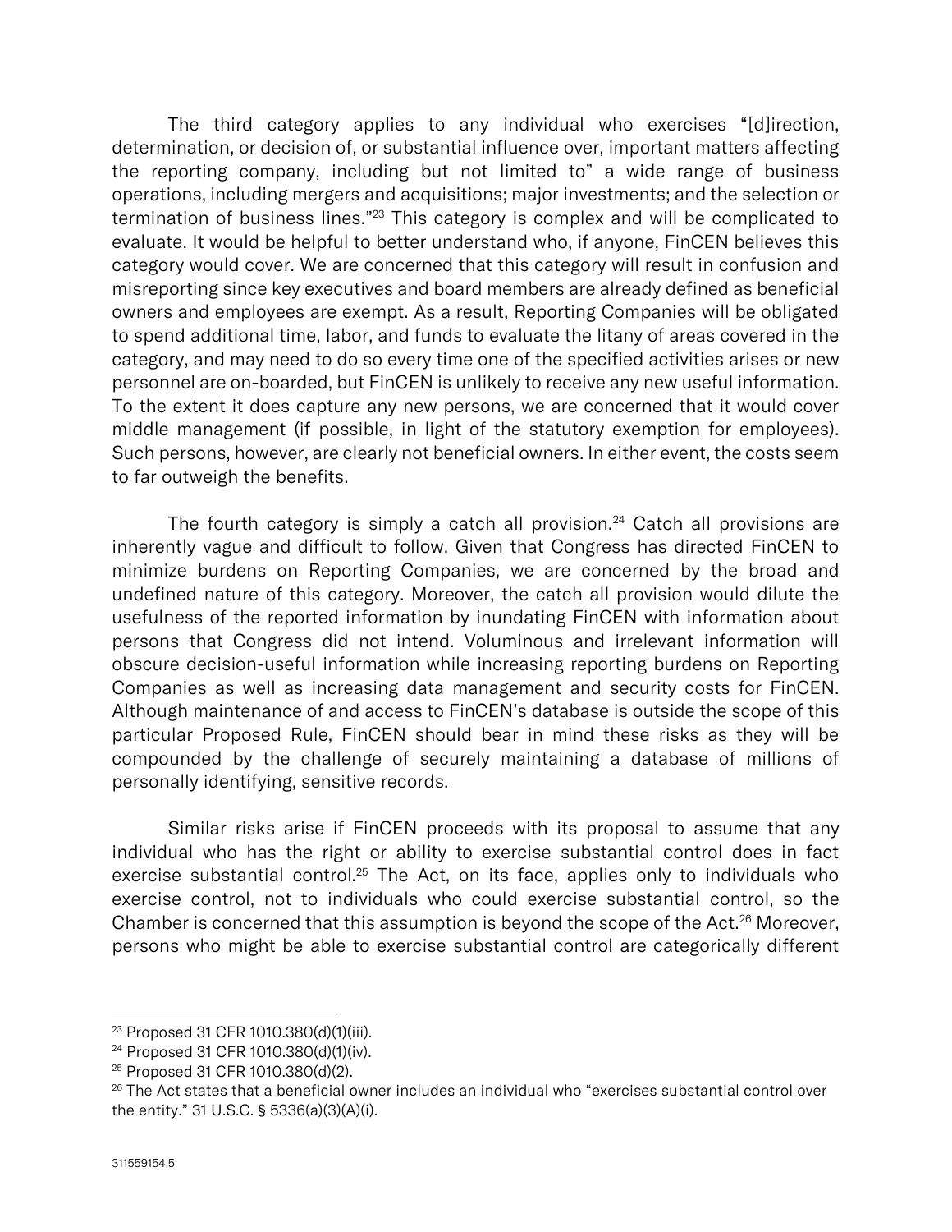The third category applies to any individual who exercises "[d]irection, determination, or decision of, or substantial influence over, important matters affecting the reporting company, including but not limited to" a wide range of business operations, including mergers and acquisitions; major investments; and the selection or termination of business lines."[23] This category is complex and will be complicated to evaluate. It would be helpful to better understand who, if anyone, FinCEN believes this category would cover. We are concerned that this category will result in confusion and misreporting since key executives and board members are already defined as beneficial owners and employees are exempt. As a result, Reporting Companies will be obligated to spend additional time, labor, and funds to evaluate the litany of areas covered in the category, and may need to do so every time one of the specified activities arises or new personnel are on-boarded, but FinCEN is unlikely to receive any new useful information. To the extent it does capture any new persons, we are concerned that it would cover middle management (if possible, in light of the statutory exemption for employees). Such persons, however, are clearly not beneficial owners. In either event, the costs seem to far outweigh the benefits.

The fourth category is simply a catch all provision.[24] Catch all provisions are inherently vague and difficult to follow. Given that Congress has directed FinCEN to minimize burdens on Reporting Companies, we are concerned by the broad and undefined nature of this category. Moreover, the catch all provision would dilute the usefulness of the reported information by inundating FinCEN with information about persons that Congress did not intend. Voluminous and irrelevant information will obscure decision-useful information while increasing reporting burdens on Reporting Companies as well as increasing data management and security costs for FinCEN. Although maintenance of and access to FinCEN's database is outside the scope of this particular Proposed Rule, FinCEN should bear in mind these risks as they will be compounded by the challenge of securely maintaining a database of millions of personally identifying, sensitive records.

Similar risks arise if FinCEN proceeds with its proposal to assume that any individual who has the right or ability to exercise substantial control does in fact exercise substantial control.[25] The Act, on its face, applies only to individuals who exercise control, not to individuals who could exercise substantial control, so the Chamber is concerned that this assumption is beyond the scope of the Act.[26] Moreover, persons who might be able to exercise substantial control are categorically different

---

[23] Proposed 31 CFR 1010.380(d)(1)(iii).

[24] Proposed 31 CFR 1010.380(d)(1)(iv).

[25] Proposed 31 CFR 1010.380(d)(2).

[26] The Act states that a beneficial owner includes an individual who "exercises substantial control over the entity." 31 U.S.C. § 5336(a)(3)(A)(i).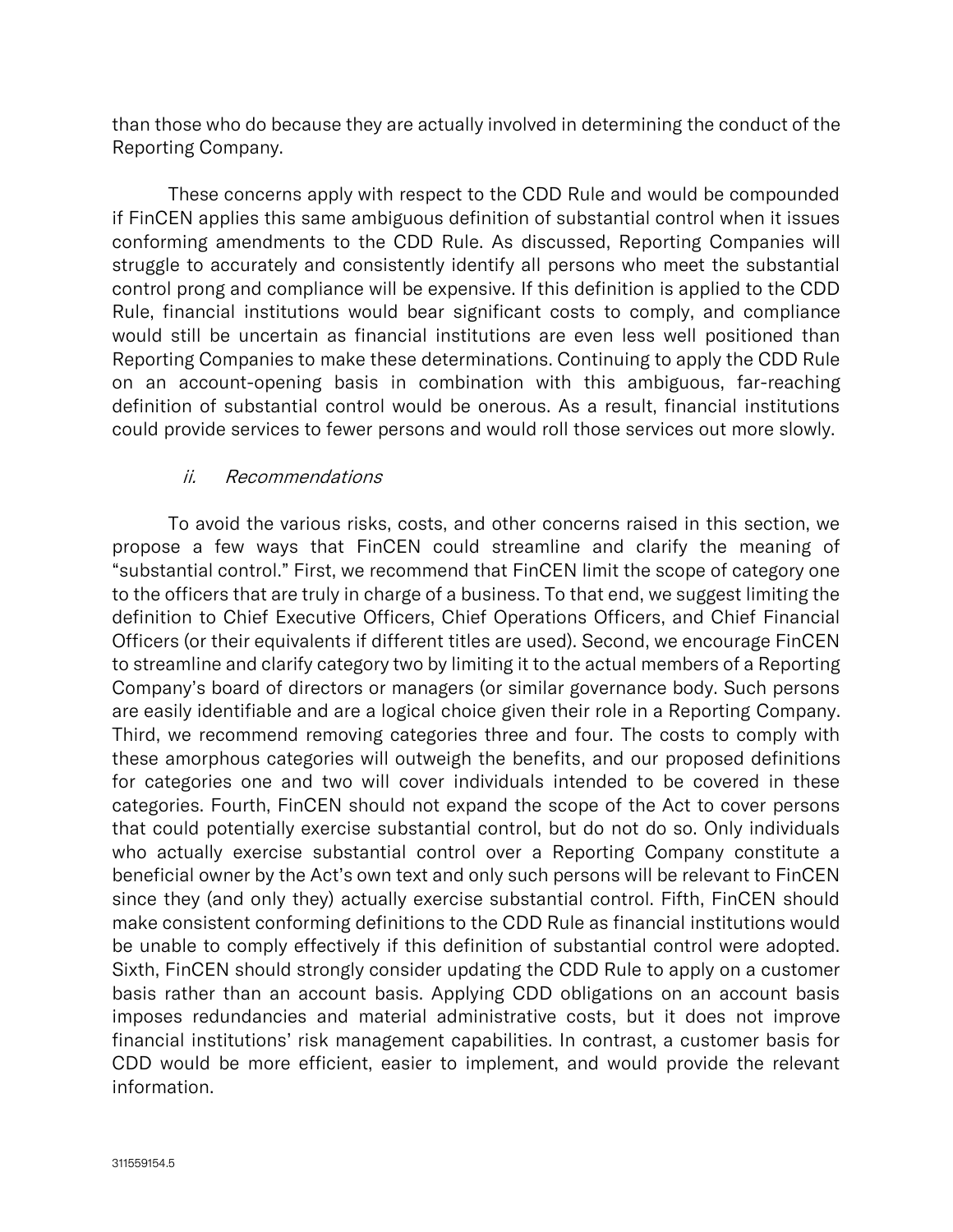than those who do because they are actually involved in determining the conduct of the Reporting Company.

These concerns apply with respect to the CDD Rule and would be compounded if FinCEN applies this same ambiguous definition of substantial control when it issues conforming amendments to the CDD Rule. As discussed, Reporting Companies will struggle to accurately and consistently identify all persons who meet the substantial control prong and compliance will be expensive. If this definition is applied to the CDD Rule, financial institutions would bear significant costs to comply, and compliance would still be uncertain as financial institutions are even less well positioned than Reporting Companies to make these determinations. Continuing to apply the CDD Rule on an account-opening basis in combination with this ambiguous, far-reaching definition of substantial control would be onerous. As a result, financial institutions could provide services to fewer persons and would roll those services out more slowly.

*ii. Recommendations*

To avoid the various risks, costs, and other concerns raised in this section, we propose a few ways that FinCEN could streamline and clarify the meaning of "substantial control." First, we recommend that FinCEN limit the scope of category one to the officers that are truly in charge of a business. To that end, we suggest limiting the definition to Chief Executive Officers, Chief Operations Officers, and Chief Financial Officers (or their equivalents if different titles are used). Second, we encourage FinCEN to streamline and clarify category two by limiting it to the actual members of a Reporting Company's board of directors or managers (or similar governance body. Such persons are easily identifiable and are a logical choice given their role in a Reporting Company. Third, we recommend removing categories three and four. The costs to comply with these amorphous categories will outweigh the benefits, and our proposed definitions for categories one and two will cover individuals intended to be covered in these categories. Fourth, FinCEN should not expand the scope of the Act to cover persons that could potentially exercise substantial control, but do not do so. Only individuals who actually exercise substantial control over a Reporting Company constitute a beneficial owner by the Act's own text and only such persons will be relevant to FinCEN since they (and only they) actually exercise substantial control. Fifth, FinCEN should make consistent conforming definitions to the CDD Rule as financial institutions would be unable to comply effectively if this definition of substantial control were adopted. Sixth, FinCEN should strongly consider updating the CDD Rule to apply on a customer basis rather than an account basis. Applying CDD obligations on an account basis imposes redundancies and material administrative costs, but it does not improve financial institutions' risk management capabilities. In contrast, a customer basis for CDD would be more efficient, easier to implement, and would provide the relevant information.

311559154.5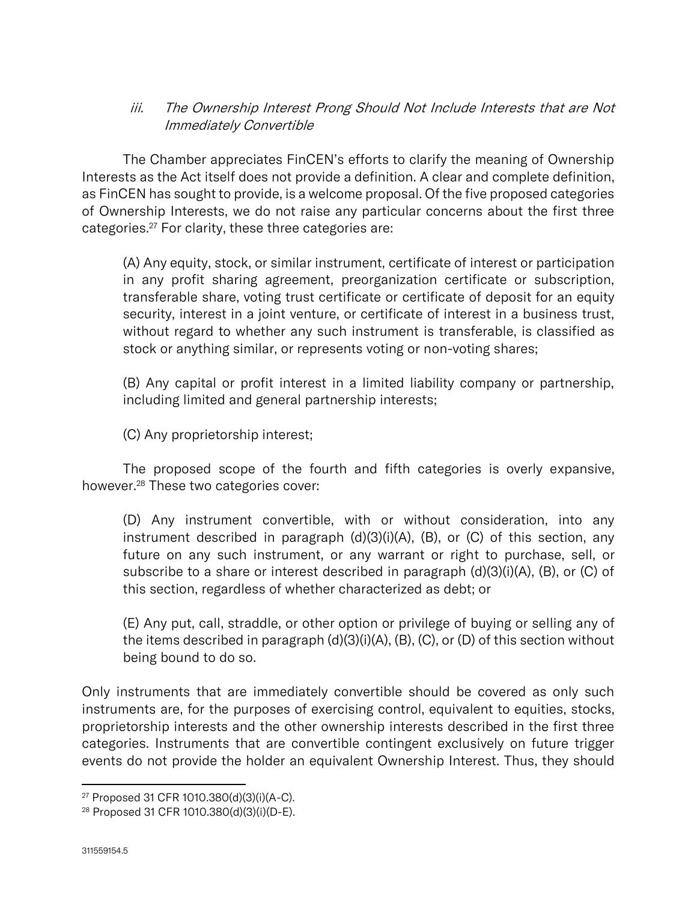### *iii. The Ownership Interest Prong Should Not Include Interests that are Not Immediately Convertible*

The Chamber appreciates FinCEN's efforts to clarify the meaning of Ownership Interests as the Act itself does not provide a definition. A clear and complete definition, as FinCEN has sought to provide, is a welcome proposal. Of the five proposed categories of Ownership Interests, we do not raise any particular concerns about the first three categories.[27] For clarity, these three categories are:

> (A) Any equity, stock, or similar instrument, certificate of interest or participation in any profit sharing agreement, preorganization certificate or subscription, transferable share, voting trust certificate or certificate of deposit for an equity security, interest in a joint venture, or certificate of interest in a business trust, without regard to whether any such instrument is transferable, is classified as stock or anything similar, or represents voting or non-voting shares;
>
> (B) Any capital or profit interest in a limited liability company or partnership, including limited and general partnership interests;
>
> (C) Any proprietorship interest;

The proposed scope of the fourth and fifth categories is overly expansive, however.[28] These two categories cover:

> (D) Any instrument convertible, with or without consideration, into any instrument described in paragraph (d)(3)(i)(A), (B), or (C) of this section, any future on any such instrument, or any warrant or right to purchase, sell, or subscribe to a share or interest described in paragraph (d)(3)(i)(A), (B), or (C) of this section, regardless of whether characterized as debt; or
>
> (E) Any put, call, straddle, or other option or privilege of buying or selling any of the items described in paragraph (d)(3)(i)(A), (B), (C), or (D) of this section without being bound to do so.

Only instruments that are immediately convertible should be covered as only such instruments are, for the purposes of exercising control, equivalent to equities, stocks, proprietorship interests and the other ownership interests described in the first three categories. Instruments that are convertible contingent exclusively on future trigger events do not provide the holder an equivalent Ownership Interest. Thus, they should

---

[27] Proposed 31 CFR 1010.380(d)(3)(i)(A-C).

[28] Proposed 31 CFR 1010.380(d)(3)(i)(D-E).

311559154.5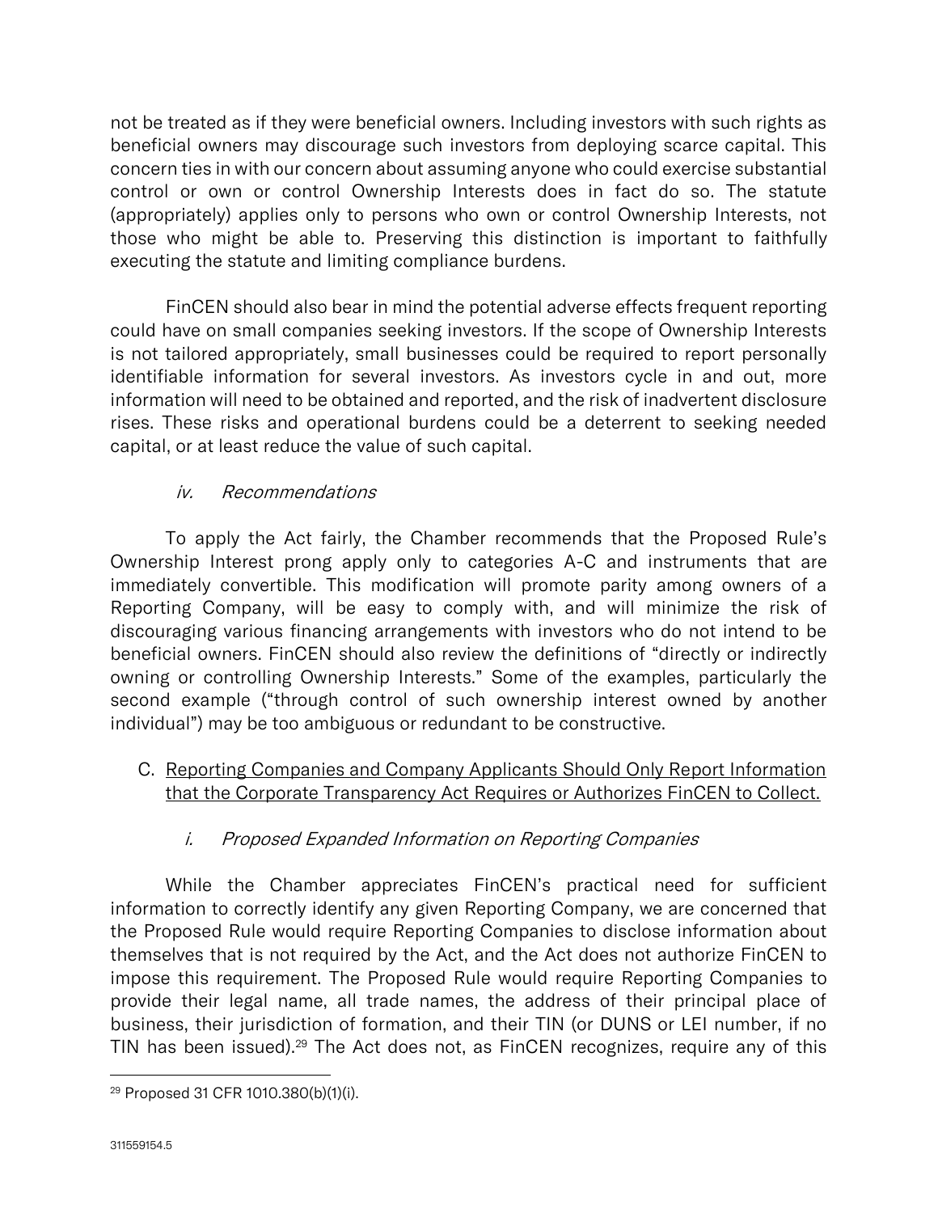not be treated as if they were beneficial owners. Including investors with such rights as beneficial owners may discourage such investors from deploying scarce capital. This concern ties in with our concern about assuming anyone who could exercise substantial control or own or control Ownership Interests does in fact do so. The statute (appropriately) applies only to persons who own or control Ownership Interests, not those who might be able to. Preserving this distinction is important to faithfully executing the statute and limiting compliance burdens.

FinCEN should also bear in mind the potential adverse effects frequent reporting could have on small companies seeking investors. If the scope of Ownership Interests is not tailored appropriately, small businesses could be required to report personally identifiable information for several investors. As investors cycle in and out, more information will need to be obtained and reported, and the risk of inadvertent disclosure rises. These risks and operational burdens could be a deterrent to seeking needed capital, or at least reduce the value of such capital.

#### *iv. Recommendations*

To apply the Act fairly, the Chamber recommends that the Proposed Rule's Ownership Interest prong apply only to categories A-C and instruments that are immediately convertible. This modification will promote parity among owners of a Reporting Company, will be easy to comply with, and will minimize the risk of discouraging various financing arrangements with investors who do not intend to be beneficial owners. FinCEN should also review the definitions of "directly or indirectly owning or controlling Ownership Interests." Some of the examples, particularly the second example ("through control of such ownership interest owned by another individual") may be too ambiguous or redundant to be constructive.

### C. Reporting Companies and Company Applicants Should Only Report Information that the Corporate Transparency Act Requires or Authorizes FinCEN to Collect.

#### *i. Proposed Expanded Information on Reporting Companies*

While the Chamber appreciates FinCEN's practical need for sufficient information to correctly identify any given Reporting Company, we are concerned that the Proposed Rule would require Reporting Companies to disclose information about themselves that is not required by the Act, and the Act does not authorize FinCEN to impose this requirement. The Proposed Rule would require Reporting Companies to provide their legal name, all trade names, the address of their principal place of business, their jurisdiction of formation, and their TIN (or DUNS or LEI number, if no TIN has been issued).[29] The Act does not, as FinCEN recognizes, require any of this

[29] Proposed 31 CFR 1010.380(b)(1)(i).

311559154.5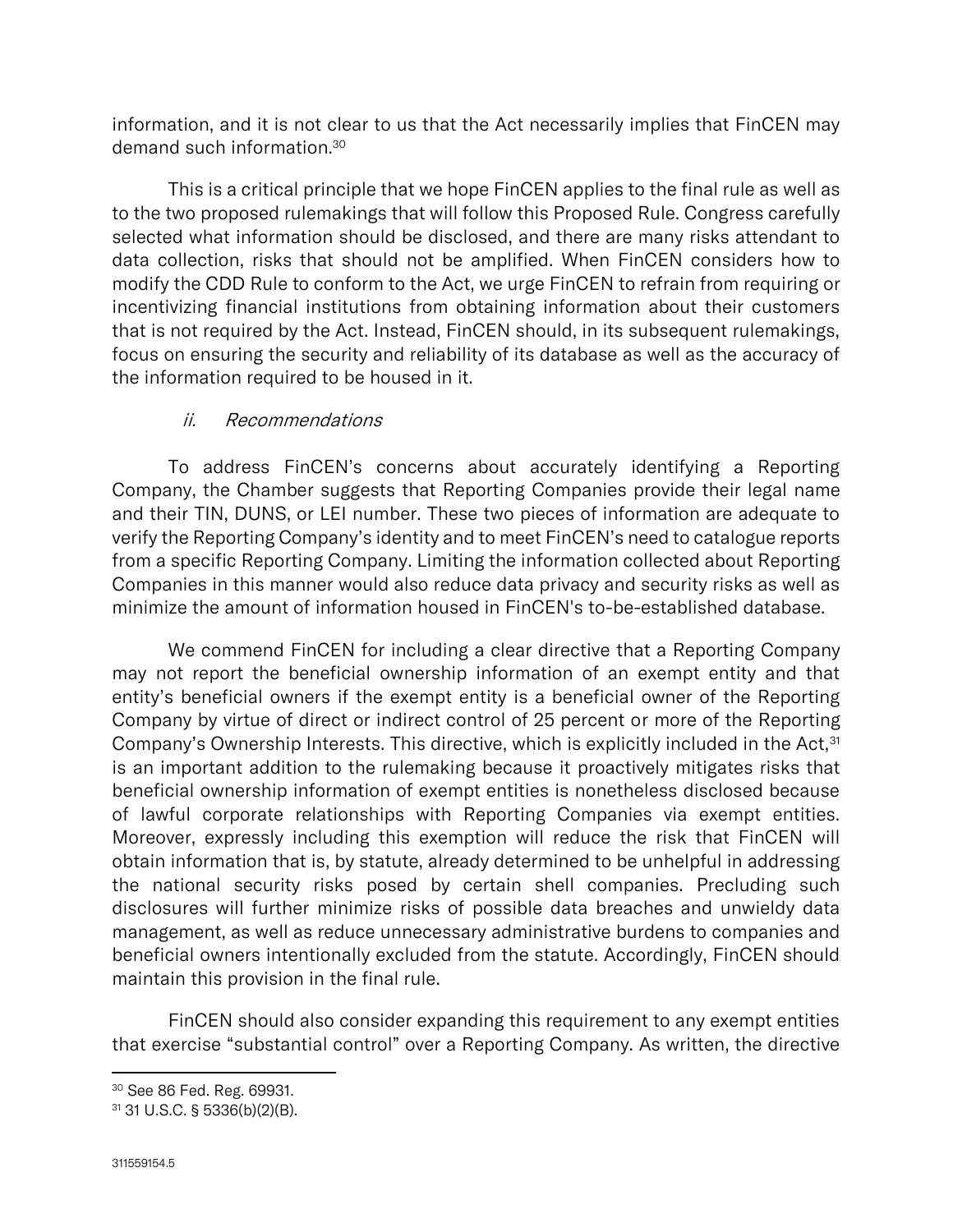information, and it is not clear to us that the Act necessarily implies that FinCEN may demand such information.[30]

This is a critical principle that we hope FinCEN applies to the final rule as well as to the two proposed rulemakings that will follow this Proposed Rule. Congress carefully selected what information should be disclosed, and there are many risks attendant to data collection, risks that should not be amplified. When FinCEN considers how to modify the CDD Rule to conform to the Act, we urge FinCEN to refrain from requiring or incentivizing financial institutions from obtaining information about their customers that is not required by the Act. Instead, FinCEN should, in its subsequent rulemakings, focus on ensuring the security and reliability of its database as well as the accuracy of the information required to be housed in it.

*ii. Recommendations*

To address FinCEN's concerns about accurately identifying a Reporting Company, the Chamber suggests that Reporting Companies provide their legal name and their TIN, DUNS, or LEI number. These two pieces of information are adequate to verify the Reporting Company's identity and to meet FinCEN's need to catalogue reports from a specific Reporting Company. Limiting the information collected about Reporting Companies in this manner would also reduce data privacy and security risks as well as minimize the amount of information housed in FinCEN's to-be-established database.

We commend FinCEN for including a clear directive that a Reporting Company may not report the beneficial ownership information of an exempt entity and that entity's beneficial owners if the exempt entity is a beneficial owner of the Reporting Company by virtue of direct or indirect control of 25 percent or more of the Reporting Company's Ownership Interests. This directive, which is explicitly included in the Act,[31] is an important addition to the rulemaking because it proactively mitigates risks that beneficial ownership information of exempt entities is nonetheless disclosed because of lawful corporate relationships with Reporting Companies via exempt entities. Moreover, expressly including this exemption will reduce the risk that FinCEN will obtain information that is, by statute, already determined to be unhelpful in addressing the national security risks posed by certain shell companies. Precluding such disclosures will further minimize risks of possible data breaches and unwieldy data management, as well as reduce unnecessary administrative burdens to companies and beneficial owners intentionally excluded from the statute. Accordingly, FinCEN should maintain this provision in the final rule.

FinCEN should also consider expanding this requirement to any exempt entities that exercise "substantial control" over a Reporting Company. As written, the directive

---

[30] See 86 Fed. Reg. 69931.

[31] 31 U.S.C. § 5336(b)(2)(B).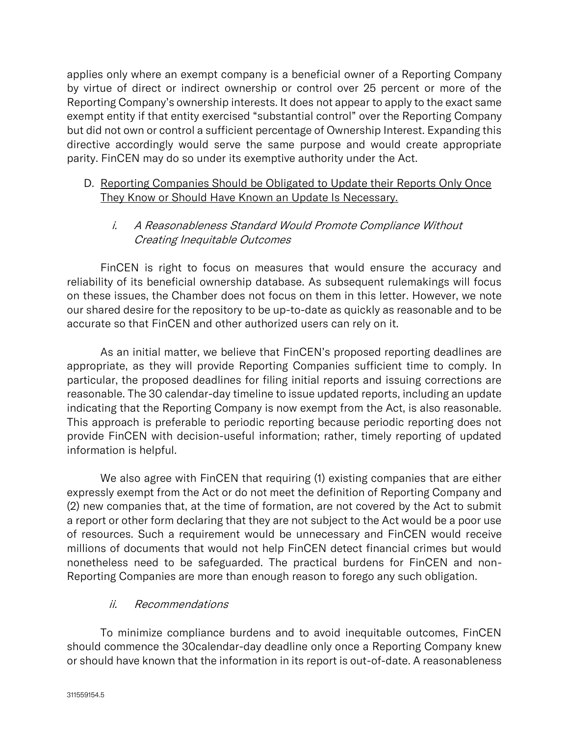applies only where an exempt company is a beneficial owner of a Reporting Company by virtue of direct or indirect ownership or control over 25 percent or more of the Reporting Company's ownership interests. It does not appear to apply to the exact same exempt entity if that entity exercised "substantial control" over the Reporting Company but did not own or control a sufficient percentage of Ownership Interest. Expanding this directive accordingly would serve the same purpose and would create appropriate parity. FinCEN may do so under its exemptive authority under the Act.

D. <u>Reporting Companies Should be Obligated to Update their Reports Only Once They Know or Should Have Known an Update Is Necessary.</u>

*i. A Reasonableness Standard Would Promote Compliance Without Creating Inequitable Outcomes*

FinCEN is right to focus on measures that would ensure the accuracy and reliability of its beneficial ownership database. As subsequent rulemakings will focus on these issues, the Chamber does not focus on them in this letter. However, we note our shared desire for the repository to be up-to-date as quickly as reasonable and to be accurate so that FinCEN and other authorized users can rely on it.

As an initial matter, we believe that FinCEN's proposed reporting deadlines are appropriate, as they will provide Reporting Companies sufficient time to comply. In particular, the proposed deadlines for filing initial reports and issuing corrections are reasonable. The 30 calendar-day timeline to issue updated reports, including an update indicating that the Reporting Company is now exempt from the Act, is also reasonable. This approach is preferable to periodic reporting because periodic reporting does not provide FinCEN with decision-useful information; rather, timely reporting of updated information is helpful.

We also agree with FinCEN that requiring (1) existing companies that are either expressly exempt from the Act or do not meet the definition of Reporting Company and (2) new companies that, at the time of formation, are not covered by the Act to submit a report or other form declaring that they are not subject to the Act would be a poor use of resources. Such a requirement would be unnecessary and FinCEN would receive millions of documents that would not help FinCEN detect financial crimes but would nonetheless need to be safeguarded. The practical burdens for FinCEN and non-Reporting Companies are more than enough reason to forego any such obligation.

*ii. Recommendations*

To minimize compliance burdens and to avoid inequitable outcomes, FinCEN should commence the 30calendar-day deadline only once a Reporting Company knew or should have known that the information in its report is out-of-date. A reasonableness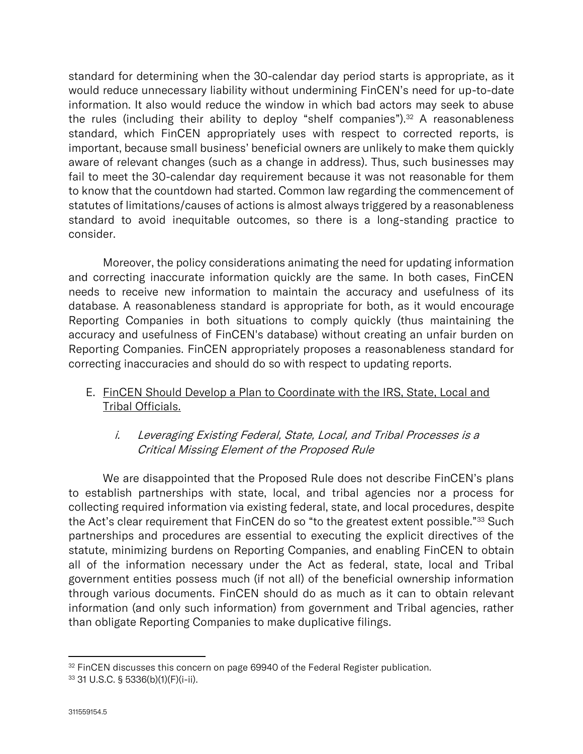standard for determining when the 30-calendar day period starts is appropriate, as it would reduce unnecessary liability without undermining FinCEN's need for up-to-date information. It also would reduce the window in which bad actors may seek to abuse the rules (including their ability to deploy "shelf companies").[32] A reasonableness standard, which FinCEN appropriately uses with respect to corrected reports, is important, because small business' beneficial owners are unlikely to make them quickly aware of relevant changes (such as a change in address). Thus, such businesses may fail to meet the 30-calendar day requirement because it was not reasonable for them to know that the countdown had started. Common law regarding the commencement of statutes of limitations/causes of actions is almost always triggered by a reasonableness standard to avoid inequitable outcomes, so there is a long-standing practice to consider.

Moreover, the policy considerations animating the need for updating information and correcting inaccurate information quickly are the same. In both cases, FinCEN needs to receive new information to maintain the accuracy and usefulness of its database. A reasonableness standard is appropriate for both, as it would encourage Reporting Companies in both situations to comply quickly (thus maintaining the accuracy and usefulness of FinCEN's database) without creating an unfair burden on Reporting Companies. FinCEN appropriately proposes a reasonableness standard for correcting inaccuracies and should do so with respect to updating reports.

## E. FinCEN Should Develop a Plan to Coordinate with the IRS, State, Local and Tribal Officials.

### *i. Leveraging Existing Federal, State, Local, and Tribal Processes is a Critical Missing Element of the Proposed Rule*

We are disappointed that the Proposed Rule does not describe FinCEN's plans to establish partnerships with state, local, and tribal agencies nor a process for collecting required information via existing federal, state, and local procedures, despite the Act's clear requirement that FinCEN do so "to the greatest extent possible."[33] Such partnerships and procedures are essential to executing the explicit directives of the statute, minimizing burdens on Reporting Companies, and enabling FinCEN to obtain all of the information necessary under the Act as federal, state, local and Tribal government entities possess much (if not all) of the beneficial ownership information through various documents. FinCEN should do as much as it can to obtain relevant information (and only such information) from government and Tribal agencies, rather than obligate Reporting Companies to make duplicative filings.

---

[32] FinCEN discusses this concern on page 69940 of the Federal Register publication.

[33] 31 U.S.C. § 5336(b)(1)(F)(i-ii).

311559154.5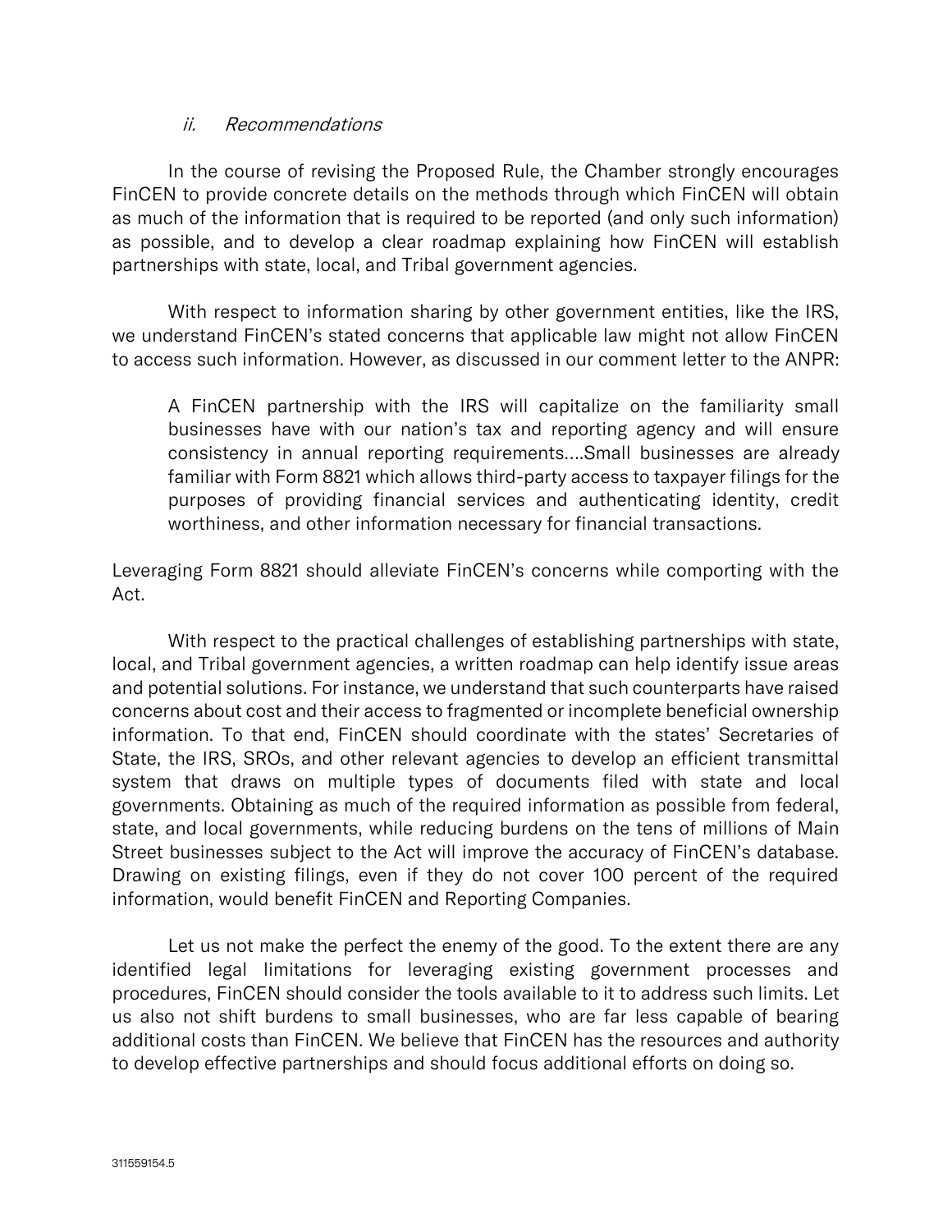### *ii. Recommendations*

In the course of revising the Proposed Rule, the Chamber strongly encourages FinCEN to provide concrete details on the methods through which FinCEN will obtain as much of the information that is required to be reported (and only such information) as possible, and to develop a clear roadmap explaining how FinCEN will establish partnerships with state, local, and Tribal government agencies.

With respect to information sharing by other government entities, like the IRS, we understand FinCEN's stated concerns that applicable law might not allow FinCEN to access such information. However, as discussed in our comment letter to the ANPR:

> A FinCEN partnership with the IRS will capitalize on the familiarity small businesses have with our nation's tax and reporting agency and will ensure consistency in annual reporting requirements….Small businesses are already familiar with Form 8821 which allows third-party access to taxpayer filings for the purposes of providing financial services and authenticating identity, credit worthiness, and other information necessary for financial transactions.

Leveraging Form 8821 should alleviate FinCEN's concerns while comporting with the Act.

With respect to the practical challenges of establishing partnerships with state, local, and Tribal government agencies, a written roadmap can help identify issue areas and potential solutions. For instance, we understand that such counterparts have raised concerns about cost and their access to fragmented or incomplete beneficial ownership information. To that end, FinCEN should coordinate with the states' Secretaries of State, the IRS, SROs, and other relevant agencies to develop an efficient transmittal system that draws on multiple types of documents filed with state and local governments. Obtaining as much of the required information as possible from federal, state, and local governments, while reducing burdens on the tens of millions of Main Street businesses subject to the Act will improve the accuracy of FinCEN's database. Drawing on existing filings, even if they do not cover 100 percent of the required information, would benefit FinCEN and Reporting Companies.

Let us not make the perfect the enemy of the good. To the extent there are any identified legal limitations for leveraging existing government processes and procedures, FinCEN should consider the tools available to it to address such limits. Let us also not shift burdens to small businesses, who are far less capable of bearing additional costs than FinCEN. We believe that FinCEN has the resources and authority to develop effective partnerships and should focus additional efforts on doing so.

311559154.5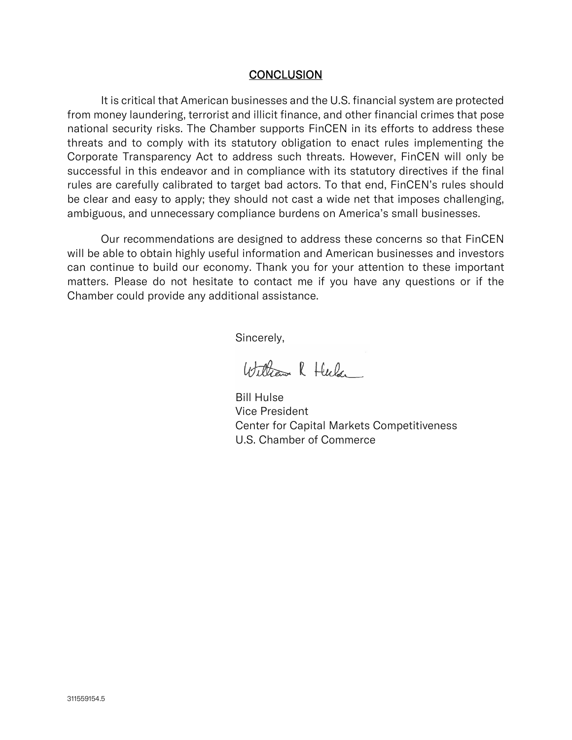## CONCLUSION

It is critical that American businesses and the U.S. financial system are protected from money laundering, terrorist and illicit finance, and other financial crimes that pose national security risks. The Chamber supports FinCEN in its efforts to address these threats and to comply with its statutory obligation to enact rules implementing the Corporate Transparency Act to address such threats. However, FinCEN will only be successful in this endeavor and in compliance with its statutory directives if the final rules are carefully calibrated to target bad actors. To that end, FinCEN's rules should be clear and easy to apply; they should not cast a wide net that imposes challenging, ambiguous, and unnecessary compliance burdens on America's small businesses.

Our recommendations are designed to address these concerns so that FinCEN will be able to obtain highly useful information and American businesses and investors can continue to build our economy. Thank you for your attention to these important matters. Please do not hesitate to contact me if you have any questions or if the Chamber could provide any additional assistance.

Sincerely,

William R Hulse

Bill Hulse
Vice President
Center for Capital Markets Competitiveness
U.S. Chamber of Commerce

311559154.5